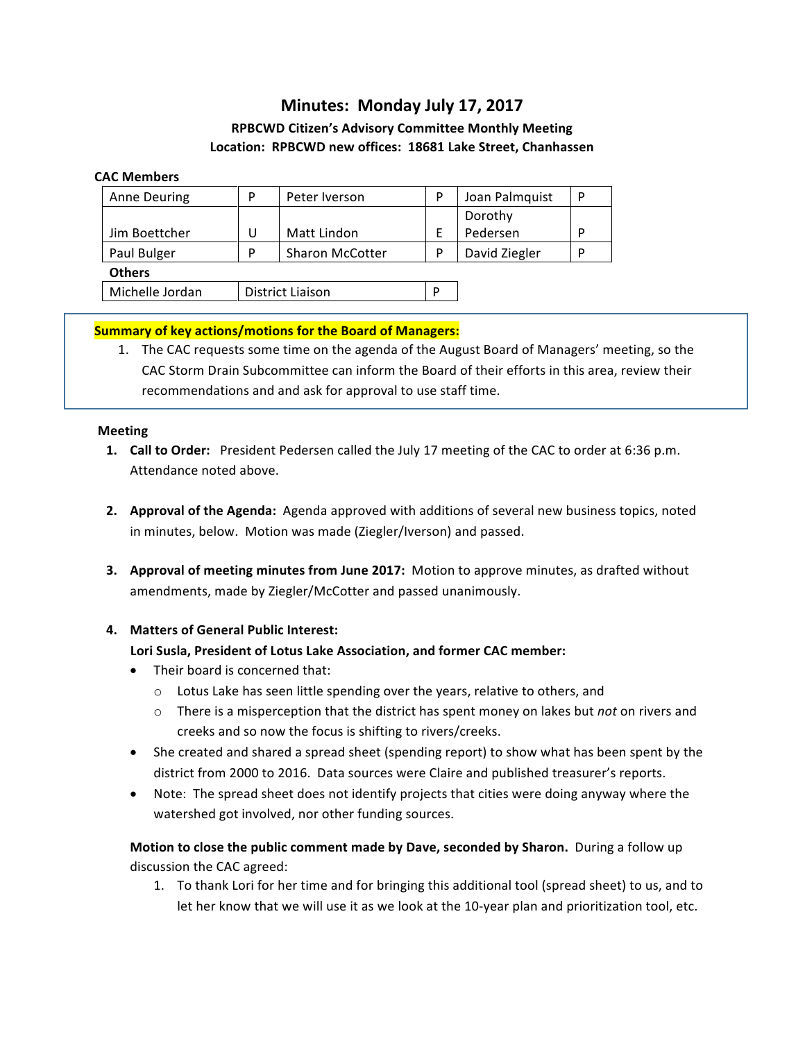# Minutes: Monday July 17, 2017

**RPBCWD Citizen's Advisory Committee Monthly Meeting**

**Location: RPBCWD new offices: 18681 Lake Street, Chanhassen**

**CAC Members**

| | | | | | |
|---|---|---|---|---|---|
| Anne Deuring | P | Peter Iverson | P | Joan Palmquist | P |
| Jim Boettcher | U | Matt Lindon | E | Dorothy Pedersen | P |
| Paul Bulger | P | Sharon McCotter | P | David Ziegler | P |

**Others**

| | | |
|---|---|---|
| Michelle Jordan | District Liaison | P |

**Summary of key actions/motions for the Board of Managers:**

1. The CAC requests some time on the agenda of the August Board of Managers' meeting, so the CAC Storm Drain Subcommittee can inform the Board of their efforts in this area, review their recommendations and and ask for approval to use staff time.

**Meeting**

1. **Call to Order:** President Pedersen called the July 17 meeting of the CAC to order at 6:36 p.m. Attendance noted above.

2. **Approval of the Agenda:** Agenda approved with additions of several new business topics, noted in minutes, below. Motion was made (Ziegler/Iverson) and passed.

3. **Approval of meeting minutes from June 2017:** Motion to approve minutes, as drafted without amendments, made by Ziegler/McCotter and passed unanimously.

4. **Matters of General Public Interest:**

   **Lori Susla, President of Lotus Lake Association, and former CAC member:**

   - Their board is concerned that:
     - Lotus Lake has seen little spending over the years, relative to others, and
     - There is a misperception that the district has spent money on lakes but *not* on rivers and creeks and so now the focus is shifting to rivers/creeks.
   - She created and shared a spread sheet (spending report) to show what has been spent by the district from 2000 to 2016. Data sources were Claire and published treasurer's reports.
   - Note: The spread sheet does not identify projects that cities were doing anyway where the watershed got involved, nor other funding sources.

   **Motion to close the public comment made by Dave, seconded by Sharon.** During a follow up discussion the CAC agreed:

   1. To thank Lori for her time and for bringing this additional tool (spread sheet) to us, and to let her know that we will use it as we look at the 10-year plan and prioritization tool, etc.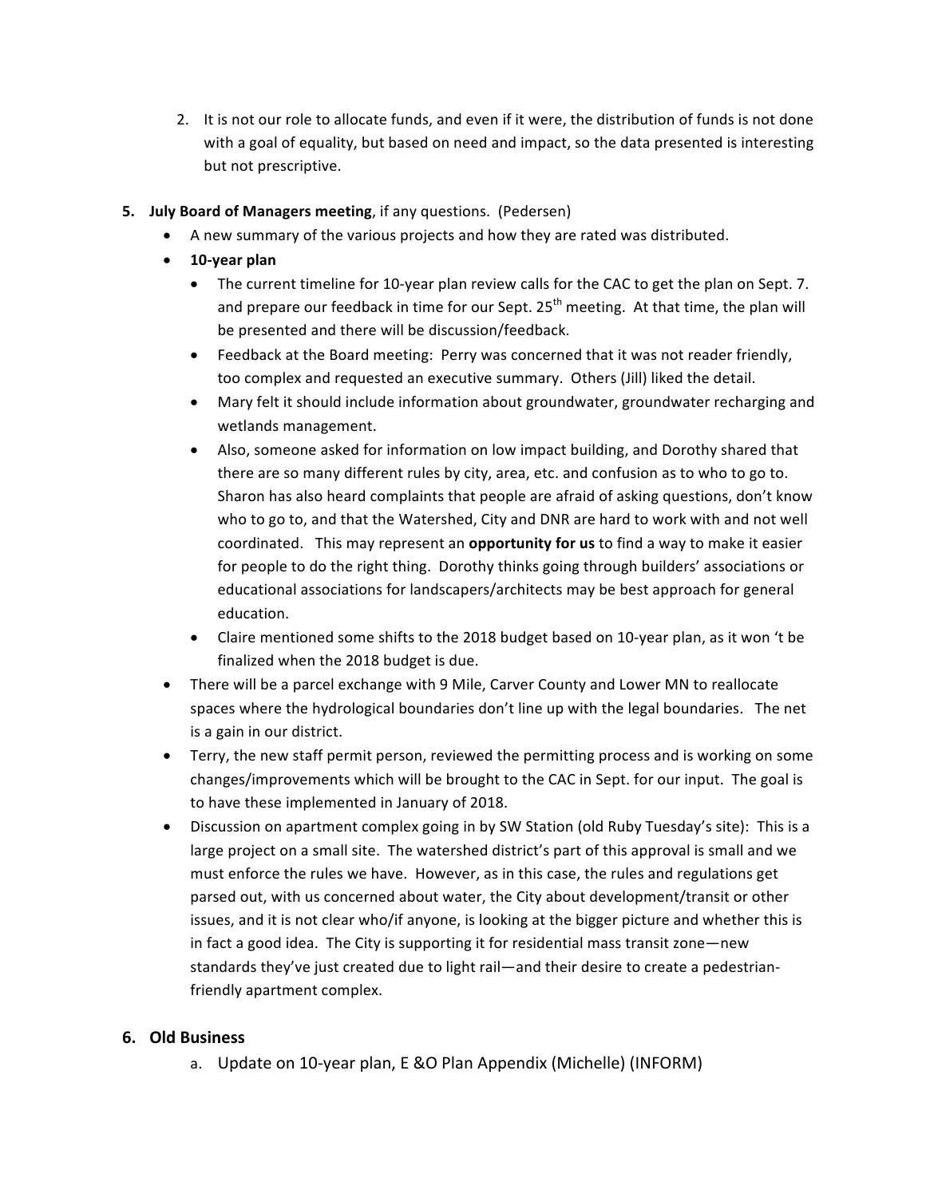2. It is not our role to allocate funds, and even if it were, the distribution of funds is not done with a goal of equality, but based on need and impact, so the data presented is interesting but not prescriptive.

5. **July Board of Managers meeting**, if any questions. (Pedersen)
   - A new summary of the various projects and how they are rated was distributed.
   - **10-year plan**
     - The current timeline for 10-year plan review calls for the CAC to get the plan on Sept. 7. and prepare our feedback in time for our Sept. 25th meeting. At that time, the plan will be presented and there will be discussion/feedback.
     - Feedback at the Board meeting: Perry was concerned that it was not reader friendly, too complex and requested an executive summary. Others (Jill) liked the detail.
     - Mary felt it should include information about groundwater, groundwater recharging and wetlands management.
     - Also, someone asked for information on low impact building, and Dorothy shared that there are so many different rules by city, area, etc. and confusion as to who to go to. Sharon has also heard complaints that people are afraid of asking questions, don't know who to go to, and that the Watershed, City and DNR are hard to work with and not well coordinated. This may represent an **opportunity for us** to find a way to make it easier for people to do the right thing. Dorothy thinks going through builders' associations or educational associations for landscapers/architects may be best approach for general education.
     - Claire mentioned some shifts to the 2018 budget based on 10-year plan, as it won 't be finalized when the 2018 budget is due.
   - There will be a parcel exchange with 9 Mile, Carver County and Lower MN to reallocate spaces where the hydrological boundaries don't line up with the legal boundaries. The net is a gain in our district.
   - Terry, the new staff permit person, reviewed the permitting process and is working on some changes/improvements which will be brought to the CAC in Sept. for our input. The goal is to have these implemented in January of 2018.
   - Discussion on apartment complex going in by SW Station (old Ruby Tuesday's site): This is a large project on a small site. The watershed district's part of this approval is small and we must enforce the rules we have. However, as in this case, the rules and regulations get parsed out, with us concerned about water, the City about development/transit or other issues, and it is not clear who/if anyone, is looking at the bigger picture and whether this is in fact a good idea. The City is supporting it for residential mass transit zone—new standards they've just created due to light rail—and their desire to create a pedestrian-friendly apartment complex.

## 6. Old Business

a. Update on 10-year plan, E &O Plan Appendix (Michelle) (INFORM)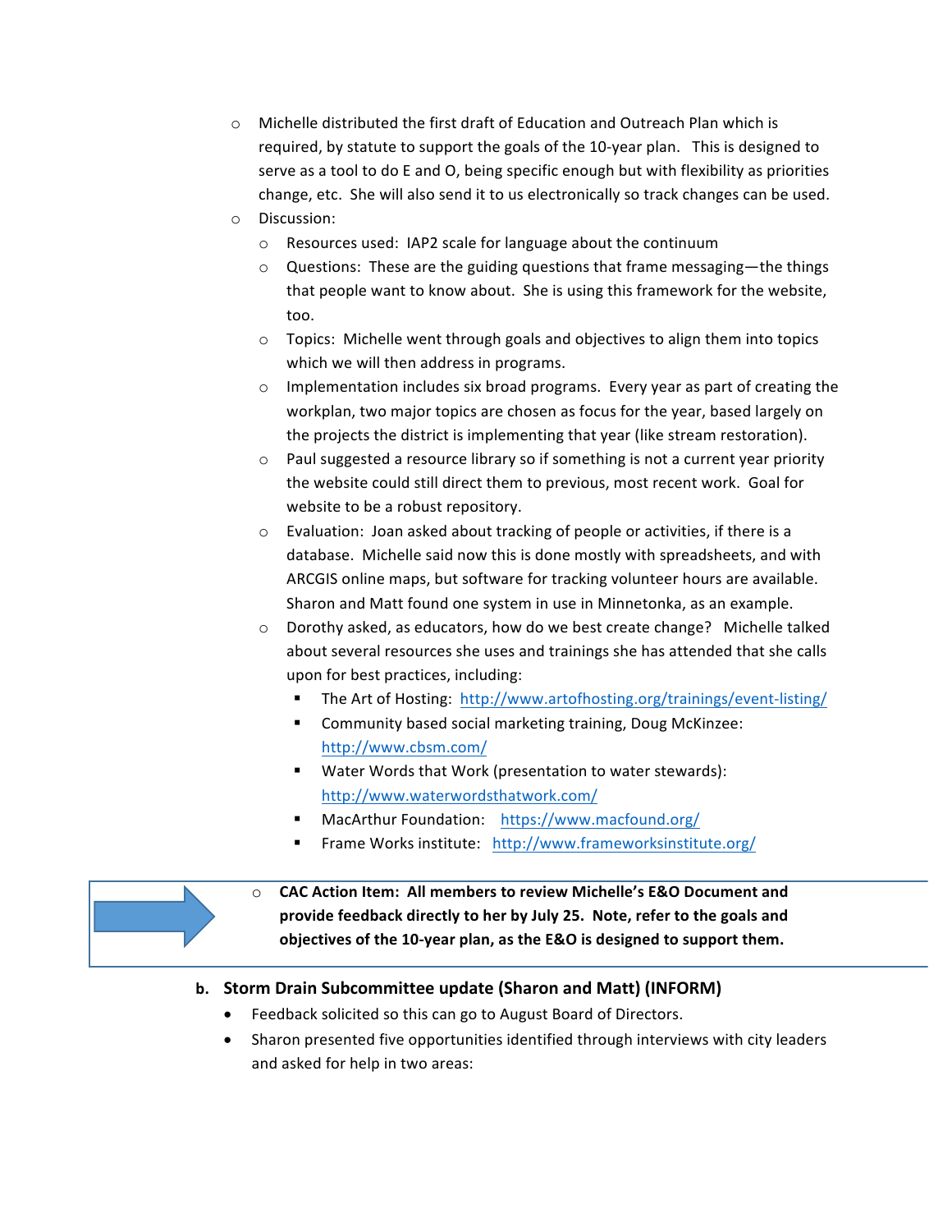- Michelle distributed the first draft of Education and Outreach Plan which is required, by statute to support the goals of the 10-year plan. This is designed to serve as a tool to do E and O, being specific enough but with flexibility as priorities change, etc. She will also send it to us electronically so track changes can be used.
- Discussion:
  - Resources used: IAP2 scale for language about the continuum
  - Questions: These are the guiding questions that frame messaging—the things that people want to know about. She is using this framework for the website, too.
  - Topics: Michelle went through goals and objectives to align them into topics which we will then address in programs.
  - Implementation includes six broad programs. Every year as part of creating the workplan, two major topics are chosen as focus for the year, based largely on the projects the district is implementing that year (like stream restoration).
  - Paul suggested a resource library so if something is not a current year priority the website could still direct them to previous, most recent work. Goal for website to be a robust repository.
  - Evaluation: Joan asked about tracking of people or activities, if there is a database. Michelle said now this is done mostly with spreadsheets, and with ARCGIS online maps, but software for tracking volunteer hours are available. Sharon and Matt found one system in use in Minnetonka, as an example.
  - Dorothy asked, as educators, how do we best create change? Michelle talked about several resources she uses and trainings she has attended that she calls upon for best practices, including:
    - The Art of Hosting: http://www.artofhosting.org/trainings/event-listing/
    - Community based social marketing training, Doug McKinzee: http://www.cbsm.com/
    - Water Words that Work (presentation to water stewards): http://www.waterwordsthatwork.com/
    - MacArthur Foundation: https://www.macfound.org/
    - Frame Works institute: http://www.frameworksinstitute.org/
  - **CAC Action Item: All members to review Michelle's E&O Document and provide feedback directly to her by July 25. Note, refer to the goals and objectives of the 10-year plan, as the E&O is designed to support them.**

**b. Storm Drain Subcommittee update (Sharon and Matt) (INFORM)**

- Feedback solicited so this can go to August Board of Directors.
- Sharon presented five opportunities identified through interviews with city leaders and asked for help in two areas: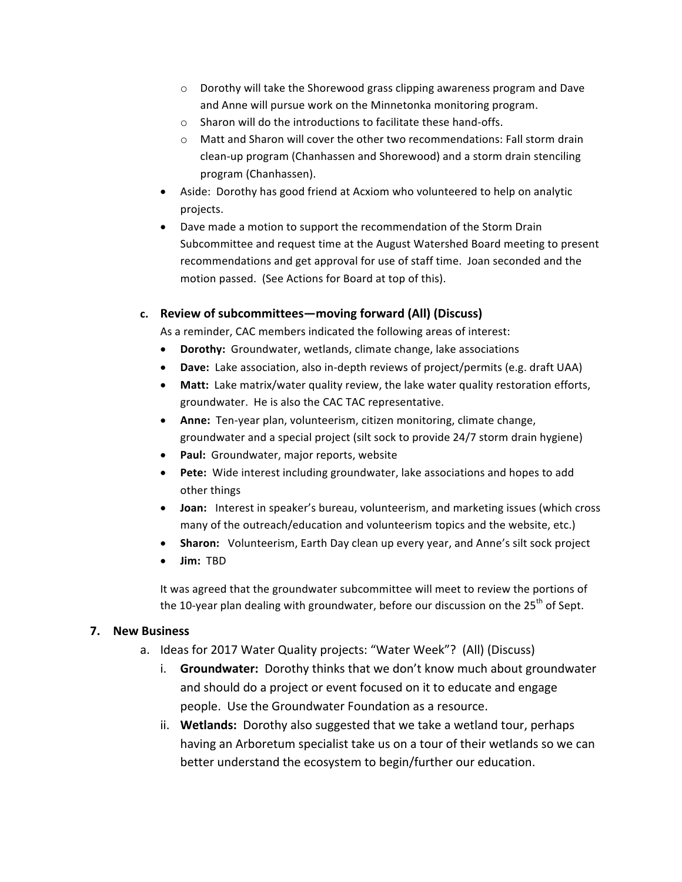- Dorothy will take the Shorewood grass clipping awareness program and Dave and Anne will pursue work on the Minnetonka monitoring program.
    - Sharon will do the introductions to facilitate these hand-offs.
    - Matt and Sharon will cover the other two recommendations: Fall storm drain clean-up program (Chanhassen and Shorewood) and a storm drain stenciling program (Chanhassen).
- Aside: Dorothy has good friend at Acxiom who volunteered to help on analytic projects.
- Dave made a motion to support the recommendation of the Storm Drain Subcommittee and request time at the August Watershed Board meeting to present recommendations and get approval for use of staff time. Joan seconded and the motion passed. (See Actions for Board at top of this).

**c. Review of subcommittees—moving forward (All) (Discuss)**

As a reminder, CAC members indicated the following areas of interest:

- **Dorothy:** Groundwater, wetlands, climate change, lake associations
- **Dave:** Lake association, also in-depth reviews of project/permits (e.g. draft UAA)
- **Matt:** Lake matrix/water quality review, the lake water quality restoration efforts, groundwater. He is also the CAC TAC representative.
- **Anne:** Ten-year plan, volunteerism, citizen monitoring, climate change, groundwater and a special project (silt sock to provide 24/7 storm drain hygiene)
- **Paul:** Groundwater, major reports, website
- **Pete:** Wide interest including groundwater, lake associations and hopes to add other things
- **Joan:** Interest in speaker's bureau, volunteerism, and marketing issues (which cross many of the outreach/education and volunteerism topics and the website, etc.)
- **Sharon:** Volunteerism, Earth Day clean up every year, and Anne's silt sock project
- **Jim:** TBD

It was agreed that the groundwater subcommittee will meet to review the portions of the 10-year plan dealing with groundwater, before our discussion on the 25th of Sept.

**7. New Business**

a. Ideas for 2017 Water Quality projects: "Water Week"? (All) (Discuss)

i. **Groundwater:** Dorothy thinks that we don't know much about groundwater and should do a project or event focused on it to educate and engage people. Use the Groundwater Foundation as a resource.

ii. **Wetlands:** Dorothy also suggested that we take a wetland tour, perhaps having an Arboretum specialist take us on a tour of their wetlands so we can better understand the ecosystem to begin/further our education.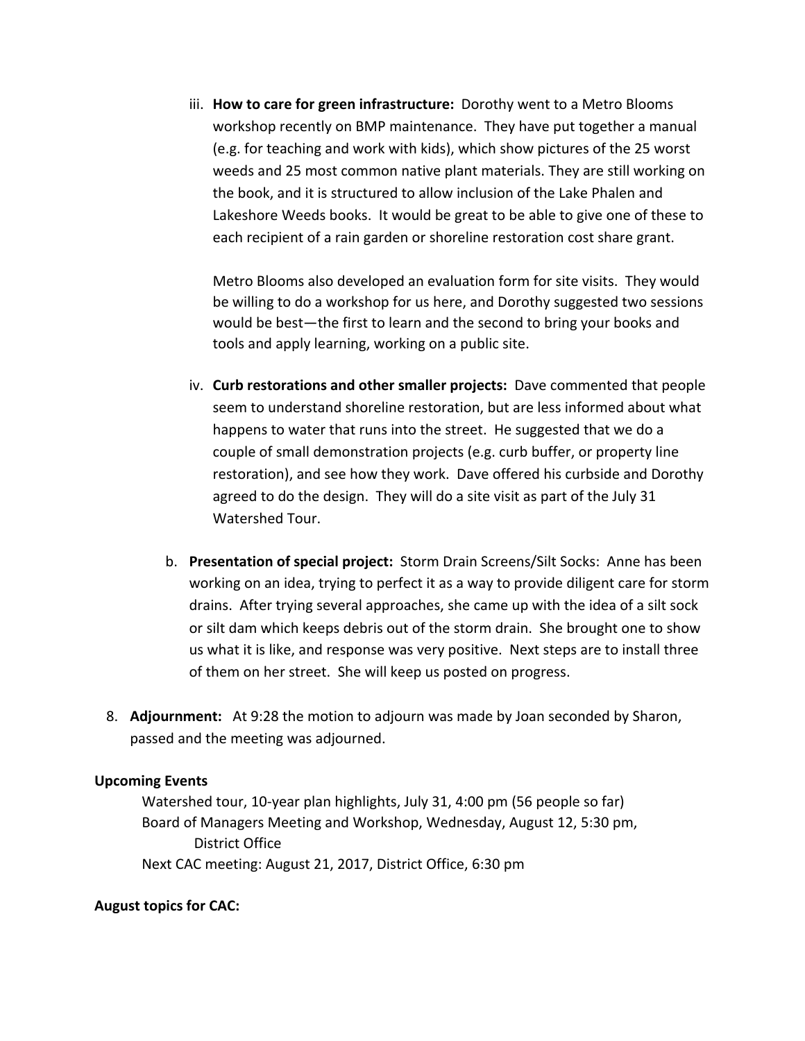iii. **How to care for green infrastructure:** Dorothy went to a Metro Blooms workshop recently on BMP maintenance. They have put together a manual (e.g. for teaching and work with kids), which show pictures of the 25 worst weeds and 25 most common native plant materials. They are still working on the book, and it is structured to allow inclusion of the Lake Phalen and Lakeshore Weeds books. It would be great to be able to give one of these to each recipient of a rain garden or shoreline restoration cost share grant.

Metro Blooms also developed an evaluation form for site visits. They would be willing to do a workshop for us here, and Dorothy suggested two sessions would be best—the first to learn and the second to bring your books and tools and apply learning, working on a public site.

iv. **Curb restorations and other smaller projects:** Dave commented that people seem to understand shoreline restoration, but are less informed about what happens to water that runs into the street. He suggested that we do a couple of small demonstration projects (e.g. curb buffer, or property line restoration), and see how they work. Dave offered his curbside and Dorothy agreed to do the design. They will do a site visit as part of the July 31 Watershed Tour.

b. **Presentation of special project:** Storm Drain Screens/Silt Socks: Anne has been working on an idea, trying to perfect it as a way to provide diligent care for storm drains. After trying several approaches, she came up with the idea of a silt sock or silt dam which keeps debris out of the storm drain. She brought one to show us what it is like, and response was very positive. Next steps are to install three of them on her street. She will keep us posted on progress.

8. **Adjournment:** At 9:28 the motion to adjourn was made by Joan seconded by Sharon, passed and the meeting was adjourned.

**Upcoming Events**

Watershed tour, 10-year plan highlights, July 31, 4:00 pm (56 people so far)
Board of Managers Meeting and Workshop, Wednesday, August 12, 5:30 pm, District Office
Next CAC meeting: August 21, 2017, District Office, 6:30 pm

**August topics for CAC:**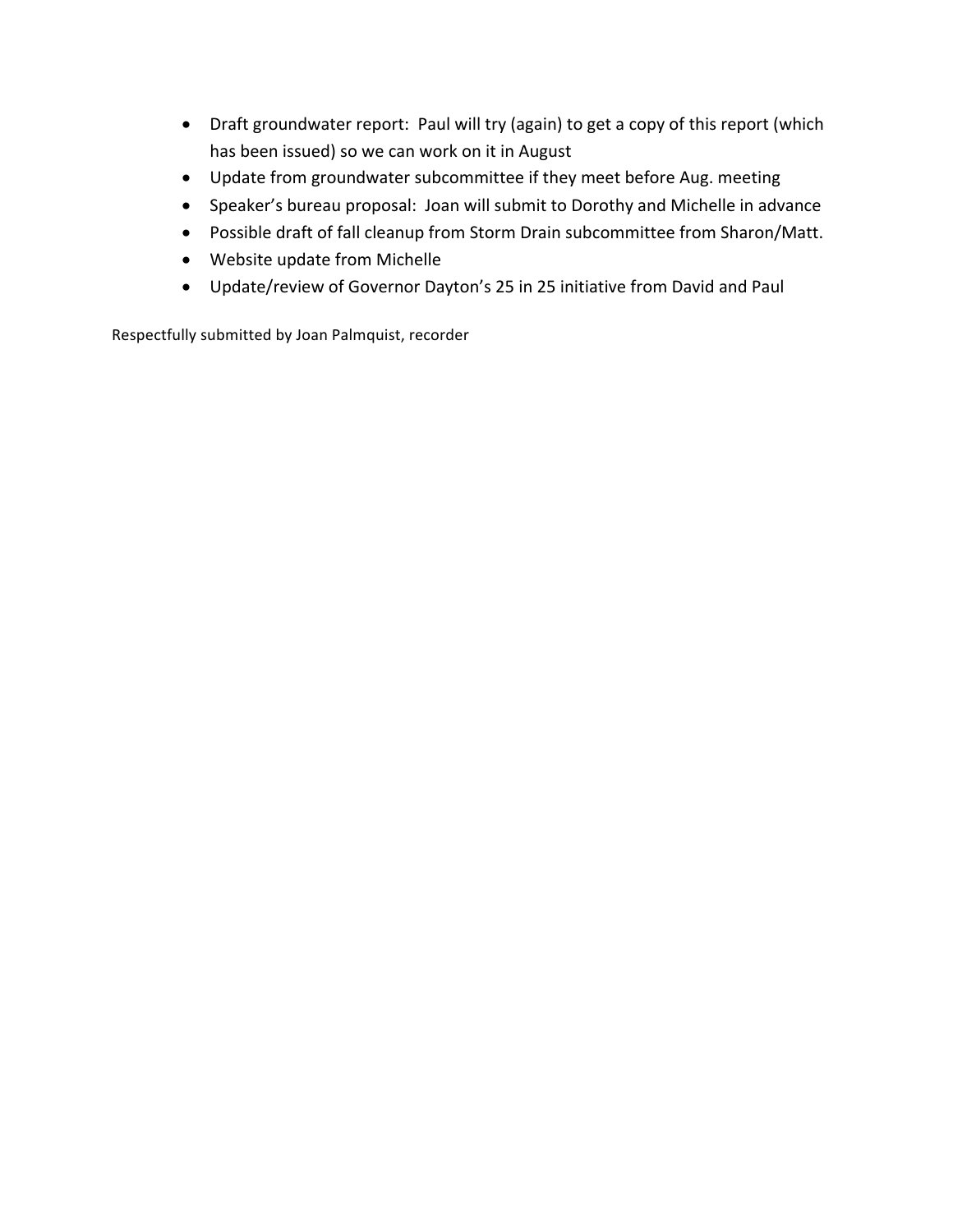- Draft groundwater report: Paul will try (again) to get a copy of this report (which has been issued) so we can work on it in August
- Update from groundwater subcommittee if they meet before Aug. meeting
- Speaker's bureau proposal: Joan will submit to Dorothy and Michelle in advance
- Possible draft of fall cleanup from Storm Drain subcommittee from Sharon/Matt.
- Website update from Michelle
- Update/review of Governor Dayton's 25 in 25 initiative from David and Paul

Respectfully submitted by Joan Palmquist, recorder